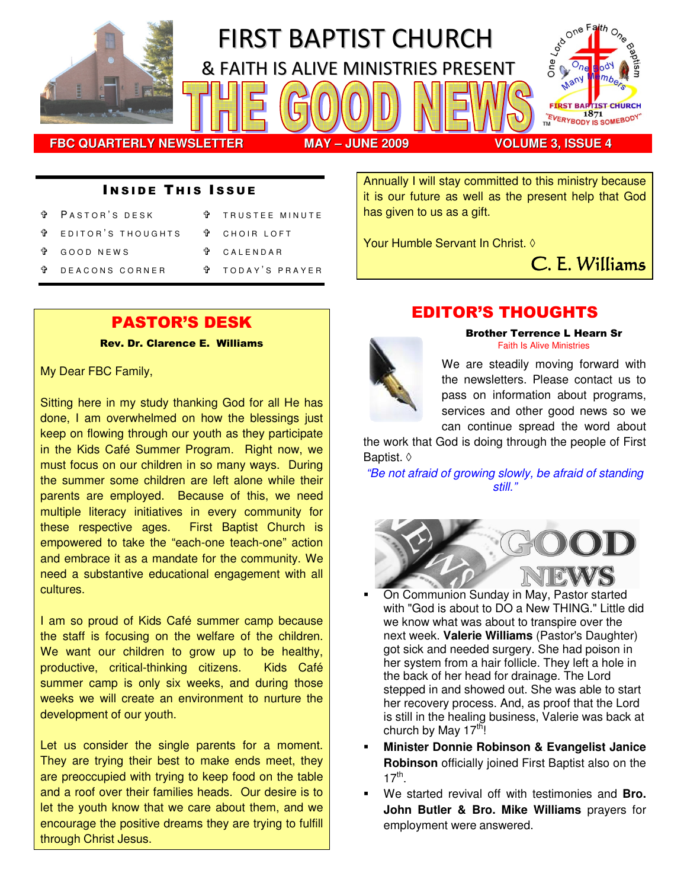# FIRST BAPTIST CHURCH

## & FAITH IS ALIVE MINISTRIES PRESENT

# THE GOOD NEWS

**FBC QUARTERLY NEWSLETTER** **MAY – JUNE 2009** **VOLUME 3, ISSUE 4**

### INSIDE THIS ISSUE

- PASTOR'S DESK
- EDITOR'S THOUGHTS
- GOOD NEWS
- DEACONS CORNER
- TRUSTEE MINUTE
- CHOIR LOFT
- CALENDAR
- TODAY'S PRAYER

## PASTOR'S DESK

**Rev. Dr. Clarence E. Williams**

My Dear FBC Family,

Sitting here in my study thanking God for all He has done, I am overwhelmed on how the blessings just keep on flowing through our youth as they participate in the Kids Café Summer Program. Right now, we must focus on our children in so many ways. During the summer some children are left alone while their parents are employed. Because of this, we need multiple literacy initiatives in every community for these respective ages. First Baptist Church is empowered to take the "each-one teach-one" action and embrace it as a mandate for the community. We need a substantive educational engagement with all cultures.

I am so proud of Kids Café summer camp because the staff is focusing on the welfare of the children. We want our children to grow up to be healthy, productive, critical-thinking citizens. Kids Café summer camp is only six weeks, and during those weeks we will create an environment to nurture the development of our youth.

Let us consider the single parents for a moment. They are trying their best to make ends meet, they are preoccupied with trying to keep food on the table and a roof over their families heads. Our desire is to let the youth know that we care about them, and we encourage the positive dreams they are trying to fulfill through Christ Jesus.

Annually I will stay committed to this ministry because it is our future as well as the present help that God has given to us as a gift.

Your Humble Servant In Christ. ◊

C. E. Williams

## EDITOR'S THOUGHTS

**Brother Terrence L Hearn Sr**
Faith Is Alive Ministries

We are steadily moving forward with the newsletters. Please contact us to pass on information about programs, services and other good news so we can continue spread the word about the work that God is doing through the people of First Baptist. ◊

*"Be not afraid of growing slowly, be afraid of standing still."*

## GOOD NEWS

- On Communion Sunday in May, Pastor started with "God is about to DO a New THING." Little did we know what was about to transpire over the next week. **Valerie Williams** (Pastor's Daughter) got sick and needed surgery. She had poison in her system from a hair follicle. They left a hole in the back of her head for drainage. The Lord stepped in and showed out. She was able to start her recovery process. And, as proof that the Lord is still in the healing business, Valerie was back at church by May 17th!
- **Minister Donnie Robinson & Evangelist Janice Robinson** officially joined First Baptist also on the 17th.
- We started revival off with testimonies and **Bro. John Butler & Bro. Mike Williams** prayers for employment were answered.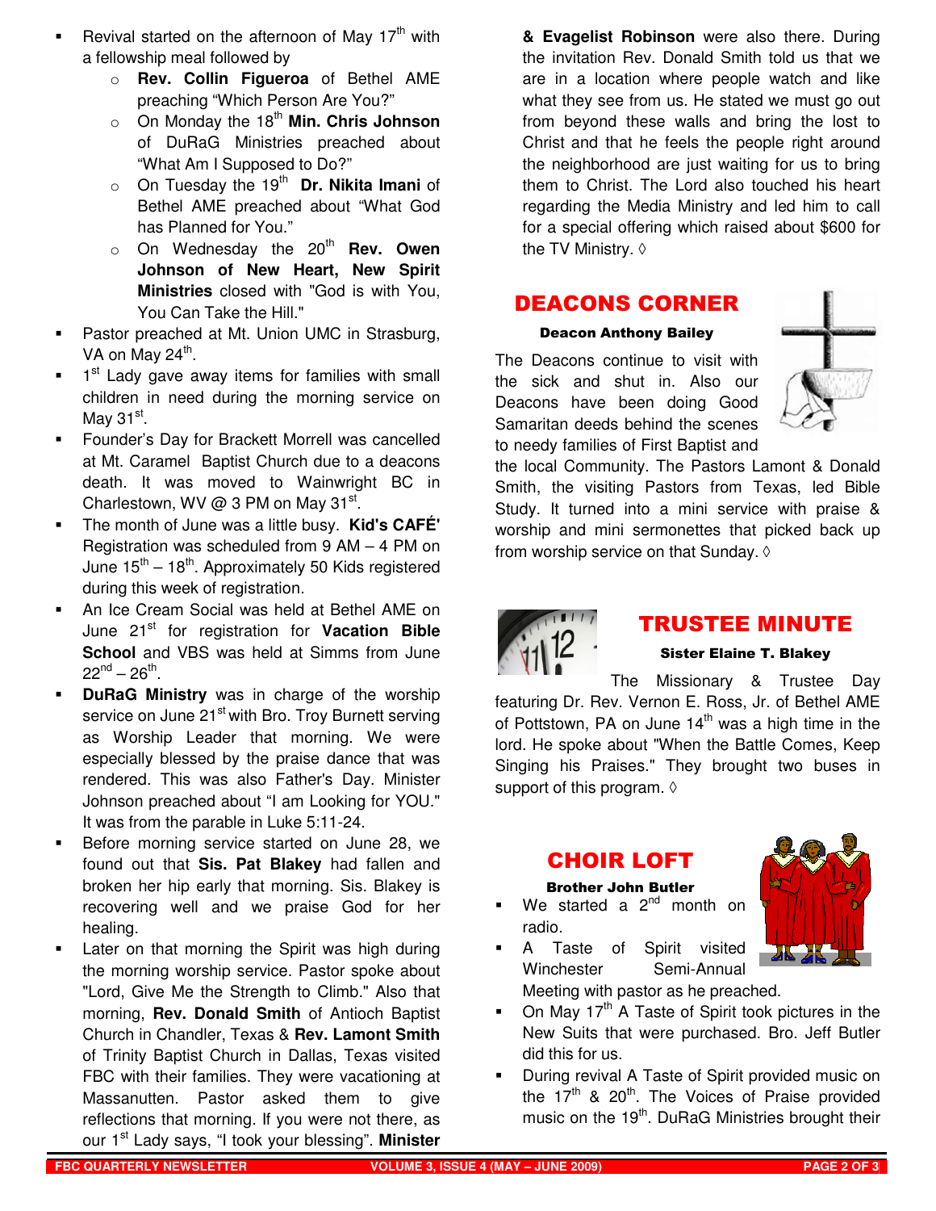- Revival started on the afternoon of May 17th with a fellowship meal followed by
  - **Rev. Collin Figueroa** of Bethel AME preaching "Which Person Are You?"
  - On Monday the 18th **Min. Chris Johnson** of DuRaG Ministries preached about "What Am I Supposed to Do?"
  - On Tuesday the 19th **Dr. Nikita Imani** of Bethel AME preached about "What God has Planned for You."
  - On Wednesday the 20th **Rev. Owen Johnson of New Heart, New Spirit Ministries** closed with "God is with You, You Can Take the Hill."
- Pastor preached at Mt. Union UMC in Strasburg, VA on May 24th.
- 1st Lady gave away items for families with small children in need during the morning service on May 31st.
- Founder's Day for Brackett Morrell was cancelled at Mt. Caramel Baptist Church due to a deacons death. It was moved to Wainwright BC in Charlestown, WV @ 3 PM on May 31st.
- The month of June was a little busy. **Kid's CAFÉ'** Registration was scheduled from 9 AM – 4 PM on June 15th – 18th. Approximately 50 Kids registered during this week of registration.
- An Ice Cream Social was held at Bethel AME on June 21st for registration for **Vacation Bible School** and VBS was held at Simms from June 22nd – 26th.
- **DuRaG Ministry** was in charge of the worship service on June 21st with Bro. Troy Burnett serving as Worship Leader that morning. We were especially blessed by the praise dance that was rendered. This was also Father's Day. Minister Johnson preached about "I am Looking for YOU." It was from the parable in Luke 5:11-24.
- Before morning service started on June 28, we found out that **Sis. Pat Blakey** had fallen and broken her hip early that morning. Sis. Blakey is recovering well and we praise God for her healing.
- Later on that morning the Spirit was high during the morning worship service. Pastor spoke about "Lord, Give Me the Strength to Climb." Also that morning, **Rev. Donald Smith** of Antioch Baptist Church in Chandler, Texas & **Rev. Lamont Smith** of Trinity Baptist Church in Dallas, Texas visited FBC with their families. They were vacationing at Massanutten. Pastor asked them to give reflections that morning. If you were not there, as our 1st Lady says, "I took your blessing". **Minister & Evagelist Robinson** were also there. During the invitation Rev. Donald Smith told us that we are in a location where people watch and like what they see from us. He stated we must go out from beyond these walls and bring the lost to Christ and that he feels the people right around the neighborhood are just waiting for us to bring them to Christ. The Lord also touched his heart regarding the Media Ministry and led him to call for a special offering which raised about $600 for the TV Ministry. ◊

## DEACONS CORNER

**Deacon Anthony Bailey**

The Deacons continue to visit with the sick and shut in. Also our Deacons have been doing Good Samaritan deeds behind the scenes to needy families of First Baptist and the local Community. The Pastors Lamont & Donald Smith, the visiting Pastors from Texas, led Bible Study. It turned into a mini service with praise & worship and mini sermonettes that picked back up from worship service on that Sunday. ◊

## TRUSTEE MINUTE

**Sister Elaine T. Blakey**

The Missionary & Trustee Day featuring Dr. Rev. Vernon E. Ross, Jr. of Bethel AME of Pottstown, PA on June 14th was a high time in the lord. He spoke about "When the Battle Comes, Keep Singing his Praises." They brought two buses in support of this program. ◊

## CHOIR LOFT

**Brother John Butler**

- We started a 2nd month on radio.
- A Taste of Spirit visited Winchester Semi-Annual Meeting with pastor as he preached.
- On May 17th A Taste of Spirit took pictures in the New Suits that were purchased. Bro. Jeff Butler did this for us.
- During revival A Taste of Spirit provided music on the 17th & 20th. The Voices of Praise provided music on the 19th. DuRaG Ministries brought their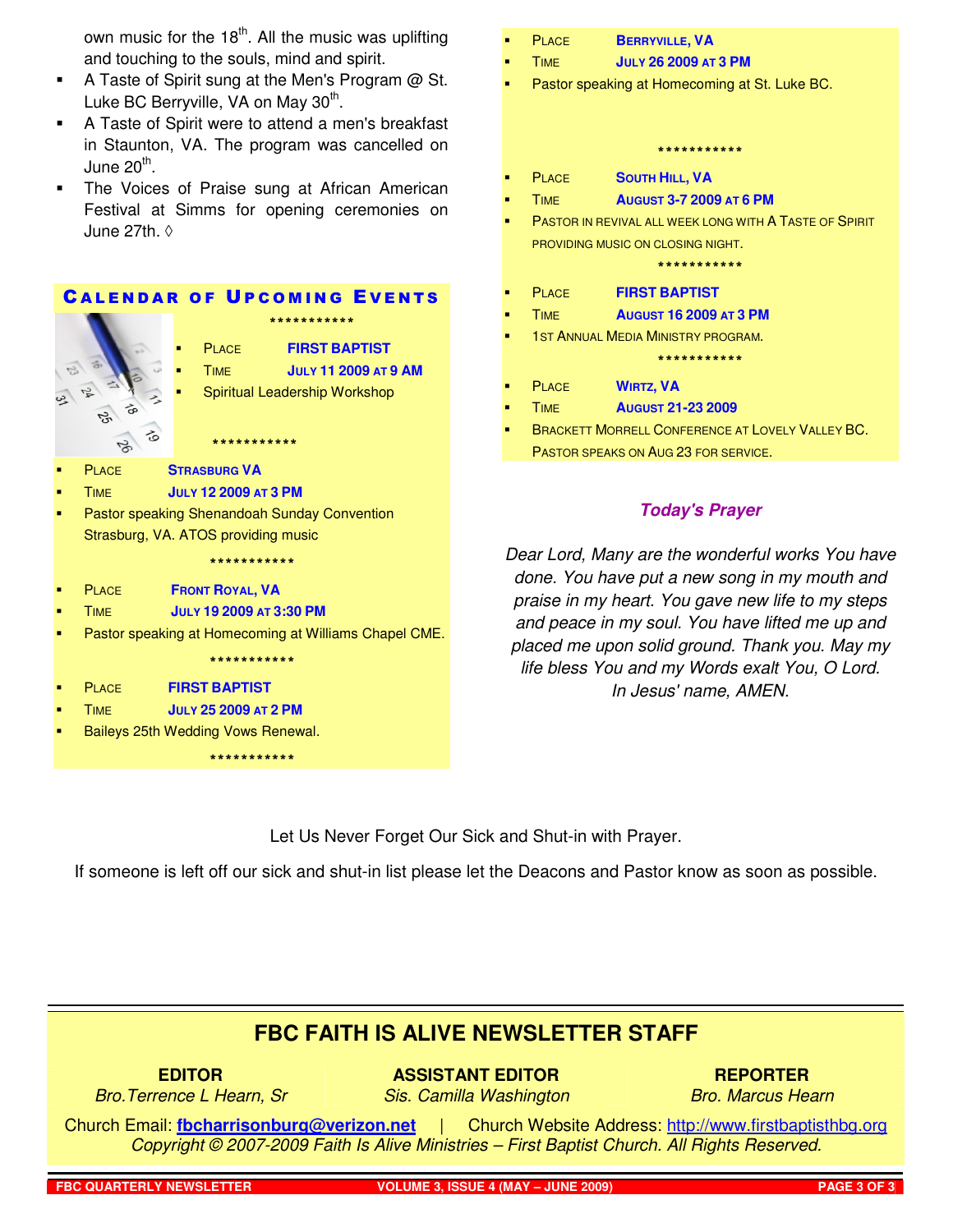own music for the 18th. All the music was uplifting and touching to the souls, mind and spirit.

- A Taste of Spirit sung at the Men's Program @ St. Luke BC Berryville, VA on May 30th.
- A Taste of Spirit were to attend a men's breakfast in Staunton, VA. The program was cancelled on June 20th.
- The Voices of Praise sung at African American Festival at Simms for opening ceremonies on June 27th. ◊

## CALENDAR OF UPCOMING EVENTS

\*\*\*\*\*\*\*\*\*\*\*

- PLACE **FIRST BAPTIST**
- TIME **JULY 11 2009 AT 9 AM**
- Spiritual Leadership Workshop

\*\*\*\*\*\*\*\*\*\*\*

- PLACE **STRASBURG VA**
- TIME **JULY 12 2009 AT 3 PM**
- Pastor speaking Shenandoah Sunday Convention Strasburg, VA. ATOS providing music

\*\*\*\*\*\*\*\*\*\*\*

- PLACE **FRONT ROYAL, VA**
- TIME **JULY 19 2009 AT 3:30 PM**
- Pastor speaking at Homecoming at Williams Chapel CME.

\*\*\*\*\*\*\*\*\*\*\*

- PLACE **FIRST BAPTIST**
- TIME **JULY 25 2009 AT 2 PM**
- Baileys 25th Wedding Vows Renewal.

\*\*\*\*\*\*\*\*\*\*\*

- PLACE **BERRYVILLE, VA**
- TIME **JULY 26 2009 AT 3 PM**
- Pastor speaking at Homecoming at St. Luke BC.

\*\*\*\*\*\*\*\*\*\*\*

- PLACE **SOUTH HILL, VA**
- TIME **AUGUST 3-7 2009 AT 6 PM**
- PASTOR IN REVIVAL ALL WEEK LONG WITH A TASTE OF SPIRIT PROVIDING MUSIC ON CLOSING NIGHT.

\*\*\*\*\*\*\*\*\*\*\*

- PLACE **FIRST BAPTIST**
- TIME **AUGUST 16 2009 AT 3 PM**
- 1ST ANNUAL MEDIA MINISTRY PROGRAM.

\*\*\*\*\*\*\*\*\*\*\*

- PLACE **WIRTZ, VA**
- TIME **AUGUST 21-23 2009**
- BRACKETT MORRELL CONFERENCE AT LOVELY VALLEY BC. PASTOR SPEAKS ON AUG 23 FOR SERVICE.

### *Today's Prayer*

*Dear Lord, Many are the wonderful works You have done. You have put a new song in my mouth and praise in my heart. You gave new life to my steps and peace in my soul. You have lifted me up and placed me upon solid ground. Thank you. May my life bless You and my Words exalt You, O Lord. In Jesus' name, AMEN.*

Let Us Never Forget Our Sick and Shut-in with Prayer.

If someone is left off our sick and shut-in list please let the Deacons and Pastor know as soon as possible.

## FBC FAITH IS ALIVE NEWSLETTER STAFF

**EDITOR**
*Bro.Terrence L Hearn, Sr*

**ASSISTANT EDITOR**
*Sis. Camilla Washington*

**REPORTER**
*Bro. Marcus Hearn*

Church Email: **fbcharrisonburg@verizon.net** | Church Website Address: http://www.firstbaptisthbg.org

*Copyright © 2007-2009 Faith Is Alive Ministries – First Baptist Church. All Rights Reserved.*